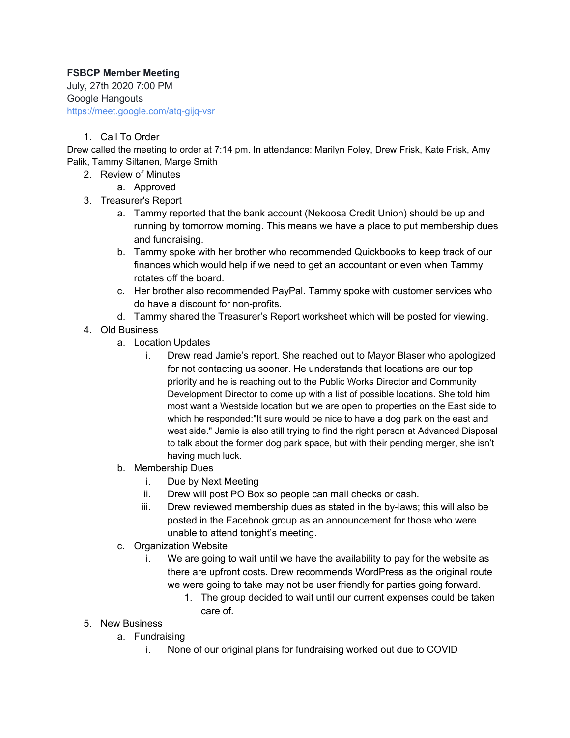**FSBCP Member Meeting**
July, 27th 2020 7:00 PM
Google Hangouts
https://meet.google.com/atq-gijq-vsr

1. Call To Order

Drew called the meeting to order at 7:14 pm. In attendance: Marilyn Foley, Drew Frisk, Kate Frisk, Amy Palik, Tammy Siltanen, Marge Smith

2. Review of Minutes
    a. Approved
3. Treasurer's Report
    a. Tammy reported that the bank account (Nekoosa Credit Union) should be up and running by tomorrow morning. This means we have a place to put membership dues and fundraising.
    b. Tammy spoke with her brother who recommended Quickbooks to keep track of our finances which would help if we need to get an accountant or even when Tammy rotates off the board.
    c. Her brother also recommended PayPal. Tammy spoke with customer services who do have a discount for non-profits.
    d. Tammy shared the Treasurer's Report worksheet which will be posted for viewing.
4. Old Business
    a. Location Updates
        i. Drew read Jamie's report. She reached out to Mayor Blaser who apologized for not contacting us sooner. He understands that locations are our top priority and he is reaching out to the Public Works Director and Community Development Director to come up with a list of possible locations. She told him most want a Westside location but we are open to properties on the East side to which he responded:"It sure would be nice to have a dog park on the east and west side." Jamie is also still trying to find the right person at Advanced Disposal to talk about the former dog park space, but with their pending merger, she isn't having much luck.
    b. Membership Dues
        i. Due by Next Meeting
        ii. Drew will post PO Box so people can mail checks or cash.
        iii. Drew reviewed membership dues as stated in the by-laws; this will also be posted in the Facebook group as an announcement for those who were unable to attend tonight's meeting.
    c. Organization Website
        i. We are going to wait until we have the availability to pay for the website as there are upfront costs. Drew recommends WordPress as the original route we were going to take may not be user friendly for parties going forward.
            1. The group decided to wait until our current expenses could be taken care of.
5. New Business
    a. Fundraising
        i. None of our original plans for fundraising worked out due to COVID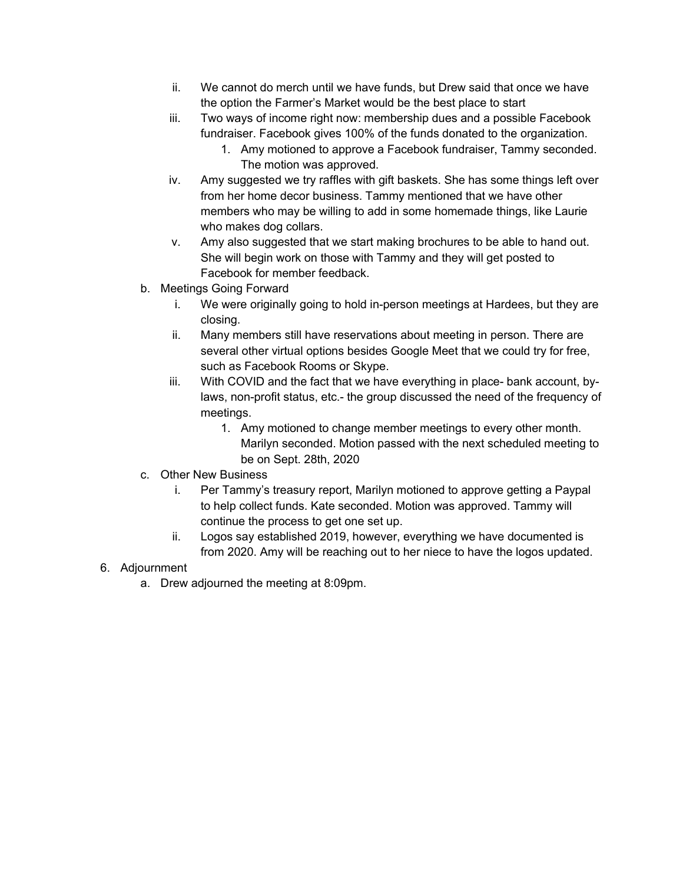ii. We cannot do merch until we have funds, but Drew said that once we have the option the Farmer's Market would be the best place to start

iii. Two ways of income right now: membership dues and a possible Facebook fundraiser. Facebook gives 100% of the funds donated to the organization.

   1. Amy motioned to approve a Facebook fundraiser, Tammy seconded. The motion was approved.

iv. Amy suggested we try raffles with gift baskets. She has some things left over from her home decor business. Tammy mentioned that we have other members who may be willing to add in some homemade things, like Laurie who makes dog collars.

v. Amy also suggested that we start making brochures to be able to hand out. She will begin work on those with Tammy and they will get posted to Facebook for member feedback.

b. Meetings Going Forward

   i. We were originally going to hold in-person meetings at Hardees, but they are closing.

   ii. Many members still have reservations about meeting in person. There are several other virtual options besides Google Meet that we could try for free, such as Facebook Rooms or Skype.

   iii. With COVID and the fact that we have everything in place- bank account, by-laws, non-profit status, etc.- the group discussed the need of the frequency of meetings.

      1. Amy motioned to change member meetings to every other month. Marilyn seconded. Motion passed with the next scheduled meeting to be on Sept. 28th, 2020

c. Other New Business

   i. Per Tammy's treasury report, Marilyn motioned to approve getting a Paypal to help collect funds. Kate seconded. Motion was approved. Tammy will continue the process to get one set up.

   ii. Logos say established 2019, however, everything we have documented is from 2020. Amy will be reaching out to her niece to have the logos updated.

6. Adjournment

   a. Drew adjourned the meeting at 8:09pm.